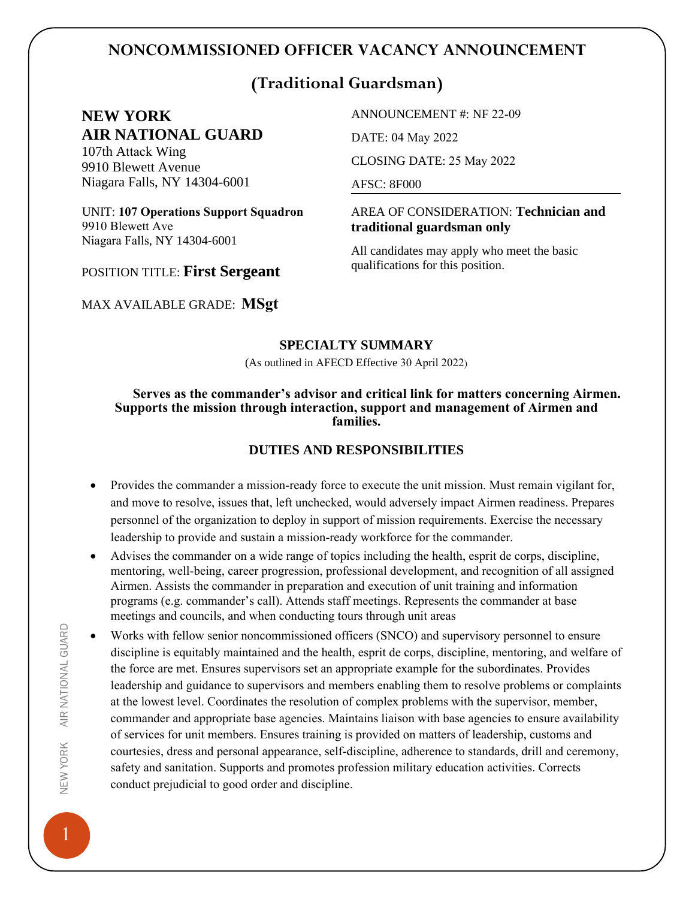# NONCOMMISSIONED OFFICER VACANCY ANNOUNCEMENT

## (Traditional Guardsman)

**NEW YORK**
**AIR NATIONAL GUARD**
107th Attack Wing
9910 Blewett Avenue
Niagara Falls, NY 14304-6001

UNIT: **107 Operations Support Squadron**
9910 Blewett Ave
Niagara Falls, NY 14304-6001

POSITION TITLE: **First Sergeant**

MAX AVAILABLE GRADE: **MSgt**

ANNOUNCEMENT #: NF 22-09

DATE: 04 May 2022

CLOSING DATE: 25 May 2022

AFSC: 8F000

AREA OF CONSIDERATION: **Technician and traditional guardsman only**

All candidates may apply who meet the basic qualifications for this position.

### SPECIALTY SUMMARY

(As outlined in AFECD Effective 30 April 2022)

**Serves as the commander's advisor and critical link for matters concerning Airmen. Supports the mission through interaction, support and management of Airmen and families.**

### DUTIES AND RESPONSIBILITIES

- Provides the commander a mission-ready force to execute the unit mission. Must remain vigilant for, and move to resolve, issues that, left unchecked, would adversely impact Airmen readiness. Prepares personnel of the organization to deploy in support of mission requirements. Exercise the necessary leadership to provide and sustain a mission-ready workforce for the commander.
- Advises the commander on a wide range of topics including the health, esprit de corps, discipline, mentoring, well-being, career progression, professional development, and recognition of all assigned Airmen. Assists the commander in preparation and execution of unit training and information programs (e.g. commander's call). Attends staff meetings. Represents the commander at base meetings and councils, and when conducting tours through unit areas
- Works with fellow senior noncommissioned officers (SNCO) and supervisory personnel to ensure discipline is equitably maintained and the health, esprit de corps, discipline, mentoring, and welfare of the force are met. Ensures supervisors set an appropriate example for the subordinates. Provides leadership and guidance to supervisors and members enabling them to resolve problems or complaints at the lowest level. Coordinates the resolution of complex problems with the supervisor, member, commander and appropriate base agencies. Maintains liaison with base agencies to ensure availability of services for unit members. Ensures training is provided on matters of leadership, customs and courtesies, dress and personal appearance, self-discipline, adherence to standards, drill and ceremony, safety and sanitation. Supports and promotes profession military education activities. Corrects conduct prejudicial to good order and discipline.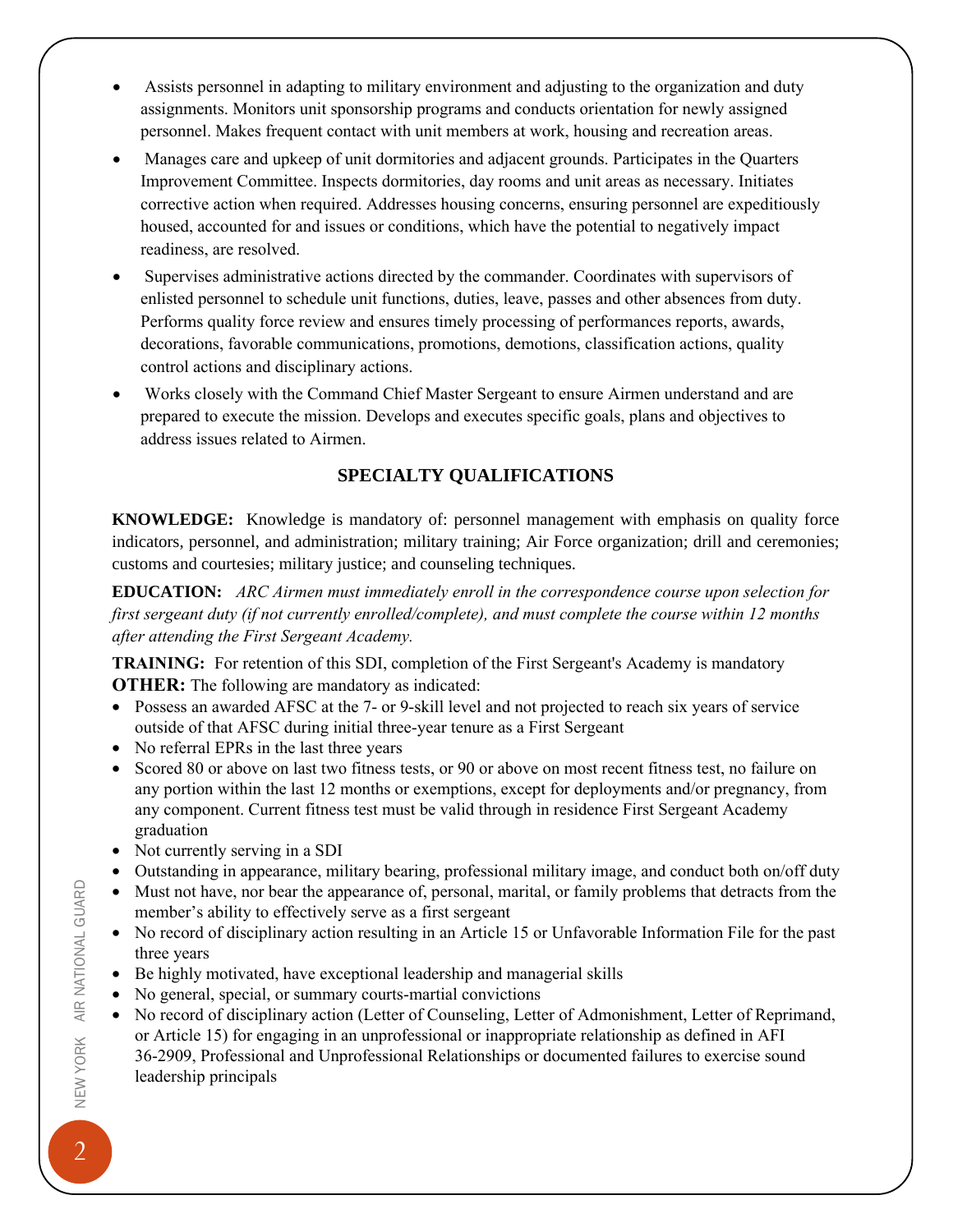- Assists personnel in adapting to military environment and adjusting to the organization and duty assignments. Monitors unit sponsorship programs and conducts orientation for newly assigned personnel. Makes frequent contact with unit members at work, housing and recreation areas.
- Manages care and upkeep of unit dormitories and adjacent grounds. Participates in the Quarters Improvement Committee. Inspects dormitories, day rooms and unit areas as necessary. Initiates corrective action when required. Addresses housing concerns, ensuring personnel are expeditiously housed, accounted for and issues or conditions, which have the potential to negatively impact readiness, are resolved.
- Supervises administrative actions directed by the commander. Coordinates with supervisors of enlisted personnel to schedule unit functions, duties, leave, passes and other absences from duty. Performs quality force review and ensures timely processing of performances reports, awards, decorations, favorable communications, promotions, demotions, classification actions, quality control actions and disciplinary actions.
- Works closely with the Command Chief Master Sergeant to ensure Airmen understand and are prepared to execute the mission. Develops and executes specific goals, plans and objectives to address issues related to Airmen.

## SPECIALTY QUALIFICATIONS

**KNOWLEDGE:** Knowledge is mandatory of: personnel management with emphasis on quality force indicators, personnel, and administration; military training; Air Force organization; drill and ceremonies; customs and courtesies; military justice; and counseling techniques.

**EDUCATION:** *ARC Airmen must immediately enroll in the correspondence course upon selection for first sergeant duty (if not currently enrolled/complete), and must complete the course within 12 months after attending the First Sergeant Academy.*

**TRAINING:** For retention of this SDI, completion of the First Sergeant's Academy is mandatory

**OTHER:** The following are mandatory as indicated:

- Possess an awarded AFSC at the 7- or 9-skill level and not projected to reach six years of service outside of that AFSC during initial three-year tenure as a First Sergeant
- No referral EPRs in the last three years
- Scored 80 or above on last two fitness tests, or 90 or above on most recent fitness test, no failure on any portion within the last 12 months or exemptions, except for deployments and/or pregnancy, from any component. Current fitness test must be valid through in residence First Sergeant Academy graduation
- Not currently serving in a SDI
- Outstanding in appearance, military bearing, professional military image, and conduct both on/off duty
- Must not have, nor bear the appearance of, personal, marital, or family problems that detracts from the member's ability to effectively serve as a first sergeant
- No record of disciplinary action resulting in an Article 15 or Unfavorable Information File for the past three years
- Be highly motivated, have exceptional leadership and managerial skills
- No general, special, or summary courts-martial convictions
- No record of disciplinary action (Letter of Counseling, Letter of Admonishment, Letter of Reprimand, or Article 15) for engaging in an unprofessional or inappropriate relationship as defined in AFI 36-2909, Professional and Unprofessional Relationships or documented failures to exercise sound leadership principals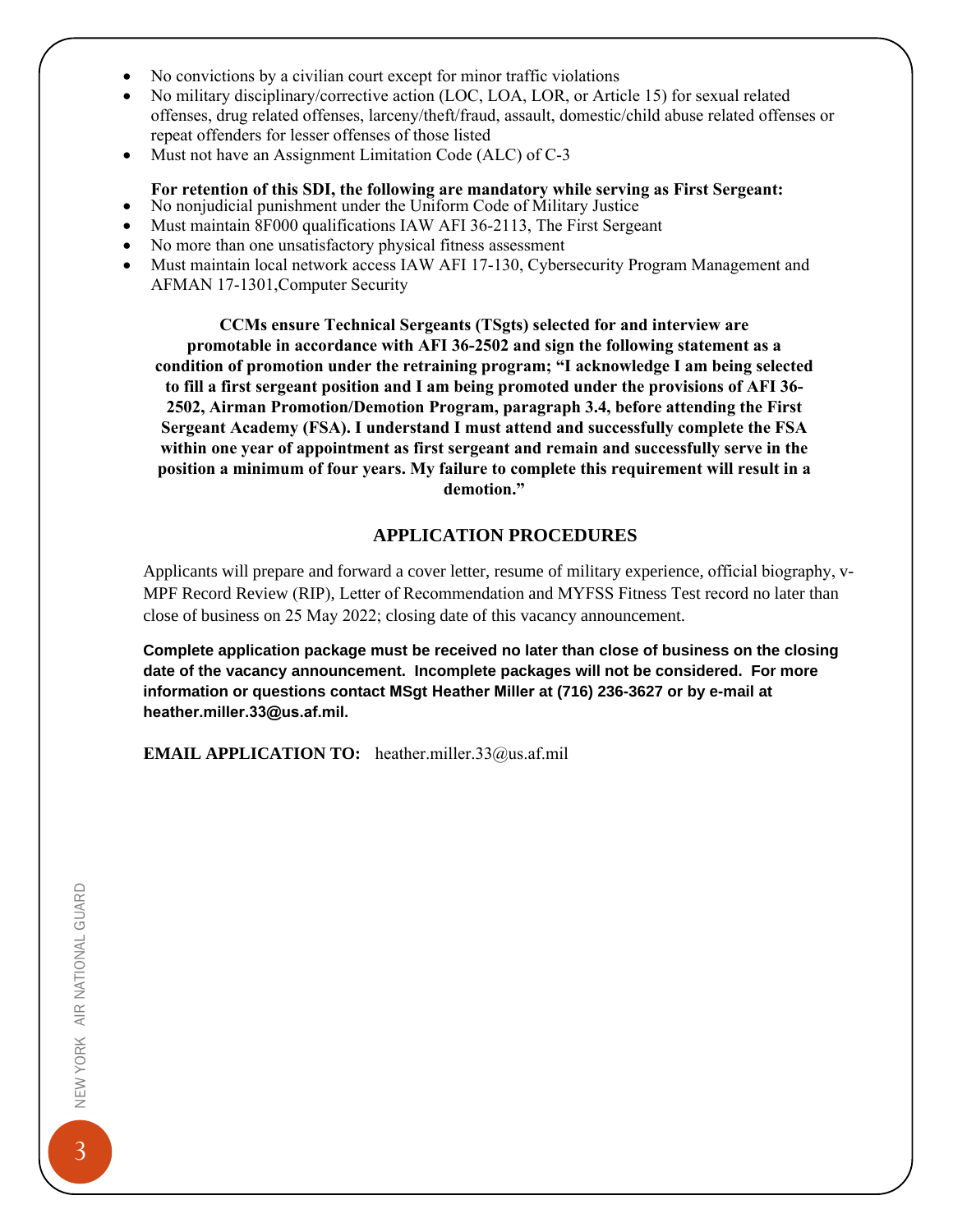- No convictions by a civilian court except for minor traffic violations
- No military disciplinary/corrective action (LOC, LOA, LOR, or Article 15) for sexual related offenses, drug related offenses, larceny/theft/fraud, assault, domestic/child abuse related offenses or repeat offenders for lesser offenses of those listed
- Must not have an Assignment Limitation Code (ALC) of C-3

**For retention of this SDI, the following are mandatory while serving as First Sergeant:**

- No nonjudicial punishment under the Uniform Code of Military Justice
- Must maintain 8F000 qualifications IAW AFI 36-2113, The First Sergeant
- No more than one unsatisfactory physical fitness assessment
- Must maintain local network access IAW AFI 17-130, Cybersecurity Program Management and AFMAN 17-1301,Computer Security

**CCMs ensure Technical Sergeants (TSgts) selected for and interview are promotable in accordance with AFI 36-2502 and sign the following statement as a condition of promotion under the retraining program; "I acknowledge I am being selected to fill a first sergeant position and I am being promoted under the provisions of AFI 36-2502, Airman Promotion/Demotion Program, paragraph 3.4, before attending the First Sergeant Academy (FSA). I understand I must attend and successfully complete the FSA within one year of appointment as first sergeant and remain and successfully serve in the position a minimum of four years. My failure to complete this requirement will result in a demotion."**

## APPLICATION PROCEDURES

Applicants will prepare and forward a cover letter, resume of military experience, official biography, v-MPF Record Review (RIP), Letter of Recommendation and MYFSS Fitness Test record no later than close of business on 25 May 2022; closing date of this vacancy announcement.

**Complete application package must be received no later than close of business on the closing date of the vacancy announcement. Incomplete packages will not be considered. For more information or questions contact MSgt Heather Miller at (716) 236-3627 or by e-mail at heather.miller.33@us.af.mil.**

**EMAIL APPLICATION TO:** heather.miller.33@us.af.mil